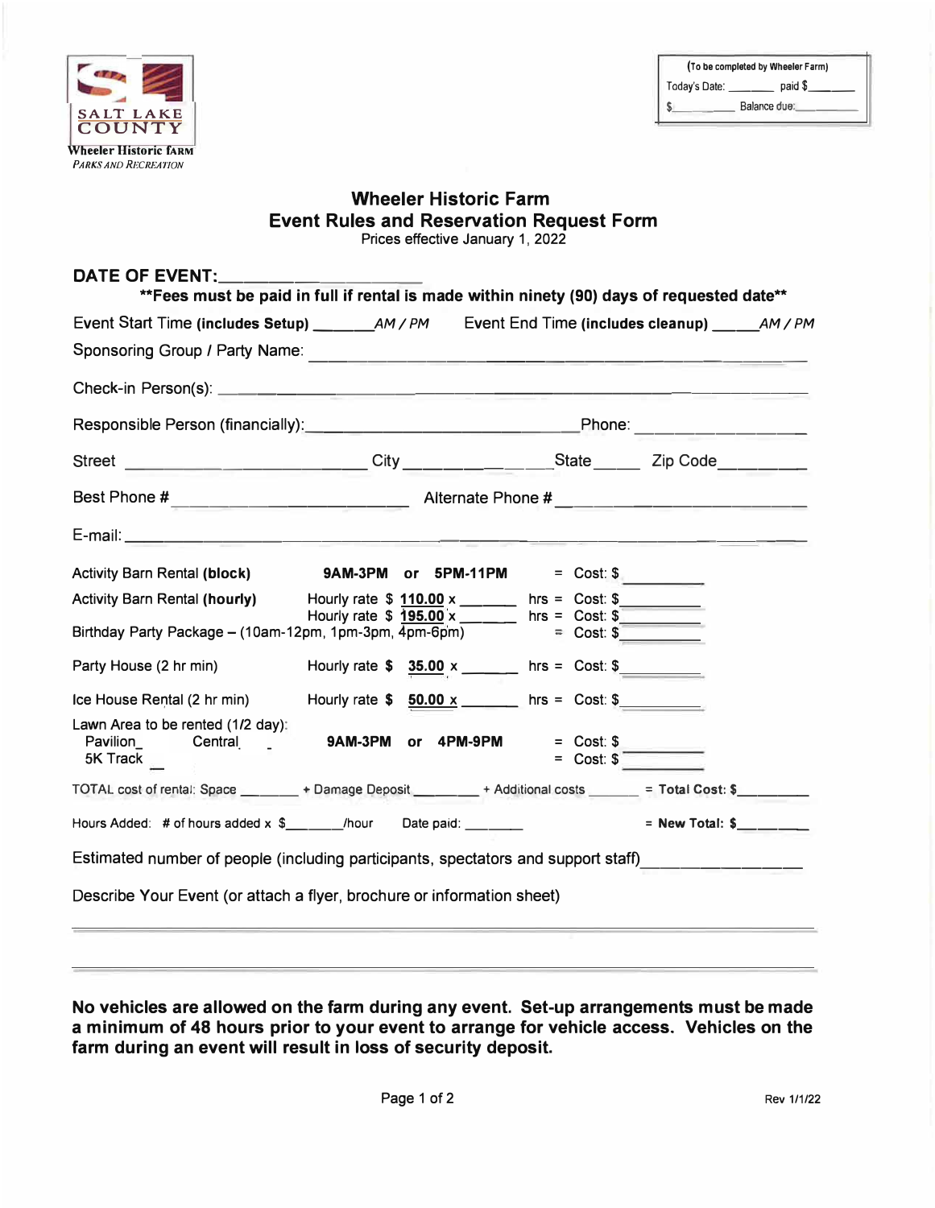SALT LAKE COUNTY
Wheeler Historic FARM
*PARKS AND RECREATION*

(To be completed by Wheeler Farm)
Today's Date: _______ paid $_______
$_________ Balance due:_________

# Wheeler Historic Farm
## Event Rules and Reservation Request Form

Prices effective January 1, 2022

**DATE OF EVENT:**_____________________

**\*\*Fees must be paid in full if rental is made within ninety (90) days of requested date\*\***

Event Start Time **(includes Setup)** _______*AM / PM* Event End Time **(includes cleanup)** _____*AM / PM*

Sponsoring Group / Party Name: ______________________________________________

Check-in Person(s): ______________________________________________

Responsible Person (financially):_____________________________Phone: _________________

Street ___________________________ City _______________State _____ Zip Code_________

Best Phone # _________________________ Alternate Phone # ___________________________

E-mail: ______________________________________________

| | | | |
|---|---|---|---|
| Activity Barn Rental **(block)** | **9AM-3PM or 5PM-11PM** | = Cost: $ | _________ |
| Activity Barn Rental **(hourly)** | Hourly rate $ 110.00 x _______ hrs | = Cost: $ | _________ |
| | Hourly rate $ 195.00 x _______ hrs | = Cost: $ | _________ |
| Birthday Party Package – (10am-12pm, 1pm-3pm, 4pm-6pm) | | = Cost: $ | _________ |
| Party House (2 hr min) | Hourly rate $ 35.00 x _______ hrs | = Cost: $ | _________ |
| Ice House Rental (2 hr min) | Hourly rate $ 50.00 x _______ hrs | = Cost: $ | _________ |
| Lawn Area to be rented (1/2 day): Pavilion_ Central_ | **9AM-3PM or 4PM-9PM** | = Cost: $ | _________ |
| 5K Track __ | | = Cost: $ | _________ |

TOTAL cost of rental: Space _______ + Damage Deposit ________ + Additional costs _______ = **Total Cost: $**_________

Hours Added: # of hours added x $_______/hour Date paid: _______ = **New Total: $**_________

Estimated number of people (including participants, spectators and support staff)_______________

Describe Your Event (or attach a flyer, brochure or information sheet)

______________________________________________

______________________________________________

**No vehicles are allowed on the farm during any event. Set-up arrangements must be made a minimum of 48 hours prior to your event to arrange for vehicle access. Vehicles on the farm during an event will result in loss of security deposit.**

Rev 1/1/22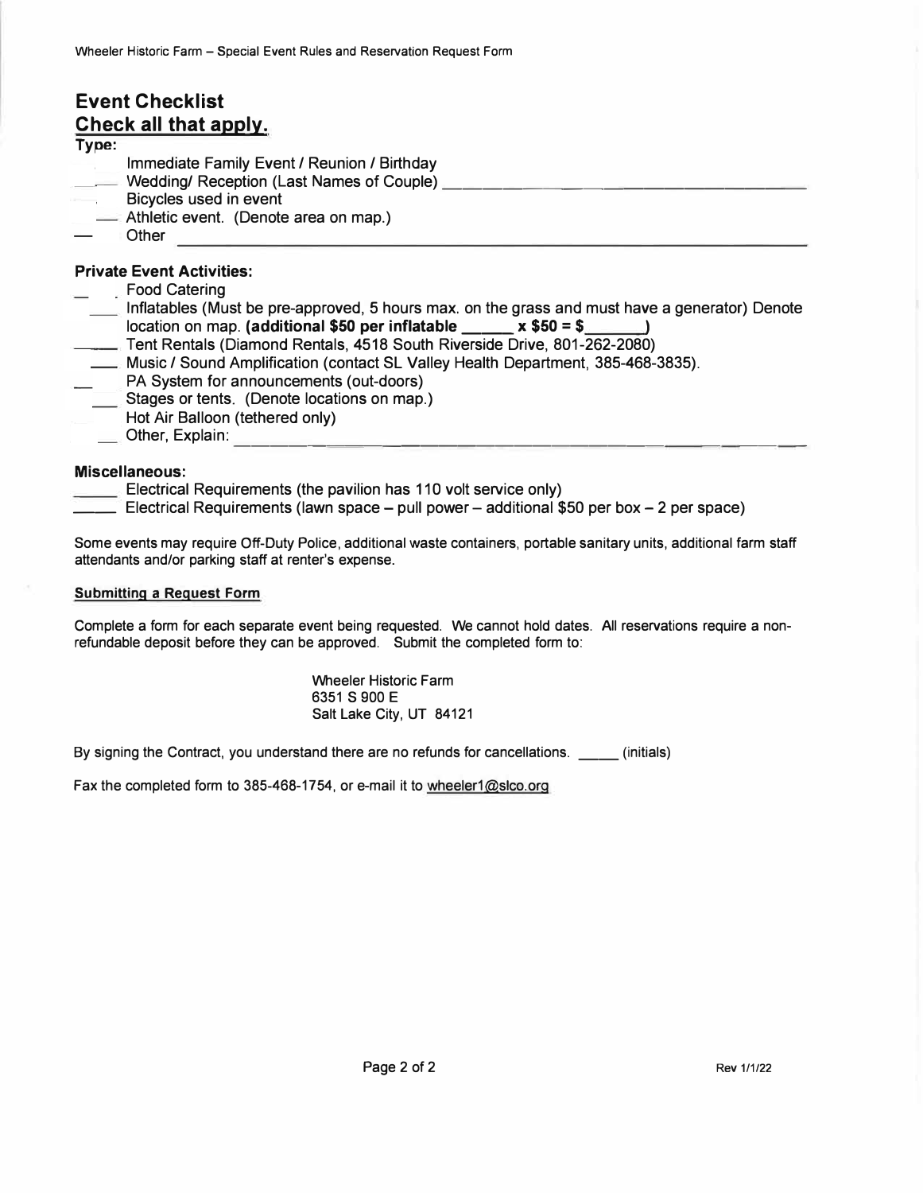## Event Checklist

## Check all that apply.

**Type:**

- ___ Immediate Family Event / Reunion / Birthday
- ___ Wedding/ Reception (Last Names of Couple) ______________________________
- ___ Bicycles used in event
- ___ Athletic event. (Denote area on map.)
- ___ Other ______________________________

**Private Event Activities:**

- ___ Food Catering
- ___ Inflatables (Must be pre-approved, 5 hours max. on the grass and must have a generator) Denote location on map. **(additional $50 per inflatable _____ x $50 = $______)**
- ___ Tent Rentals (Diamond Rentals, 4518 South Riverside Drive, 801-262-2080)
- ___ Music / Sound Amplification (contact SL Valley Health Department, 385-468-3835).
- ___ PA System for announcements (out-doors)
- ___ Stages or tents. (Denote locations on map.)
- ___ Hot Air Balloon (tethered only)
- ___ Other, Explain: ______________________________

**Miscellaneous:**

- _____ Electrical Requirements (the pavilion has 110 volt service only)
- _____ Electrical Requirements (lawn space – pull power – additional $50 per box – 2 per space)

Some events may require Off-Duty Police, additional waste containers, portable sanitary units, additional farm staff attendants and/or parking staff at renter's expense.

**Submitting a Request Form**

Complete a form for each separate event being requested. We cannot hold dates. All reservations require a non-refundable deposit before they can be approved. Submit the completed form to:

Wheeler Historic Farm
6351 S 900 E
Salt Lake City, UT 84121

By signing the Contract, you understand there are no refunds for cancellations. _____ (initials)

Fax the completed form to 385-468-1754, or e-mail it to wheeler1@slco.org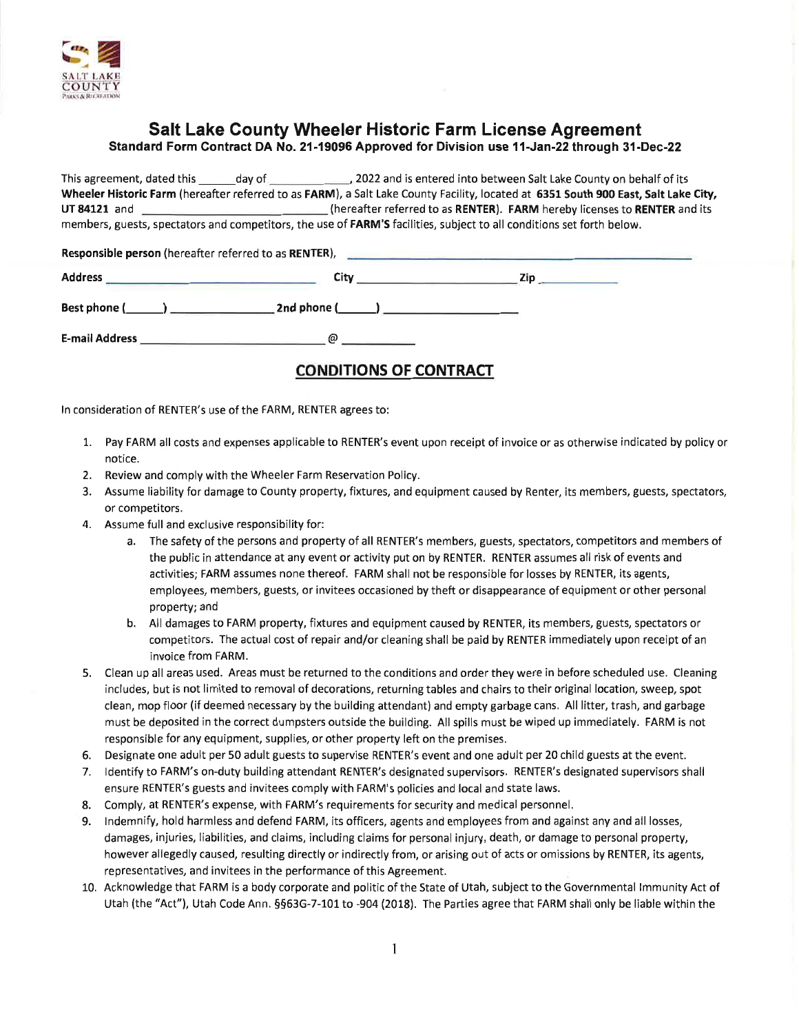SALT LAKE COUNTY PARKS & RECREATION

# Salt Lake County Wheeler Historic Farm License Agreement

**Standard Form Contract DA No. 21-19096 Approved for Division use 11-Jan-22 through 31-Dec-22**

This agreement, dated this ______day of ____________, 2022 and is entered into between Salt Lake County on behalf of its **Wheeler Historic Farm** (hereafter referred to as **FARM**), a Salt Lake County Facility, located at **6351 South 900 East, Salt Lake City, UT 84121** and ____________________________ (hereafter referred to as **RENTER**). **FARM** hereby licenses to **RENTER** and its members, guests, spectators and competitors, the use of **FARM'S** facilities, subject to all conditions set forth below.

**Responsible person** (hereafter referred to as **RENTER**), ______________________________

**Address** ______________________ **City** ____________________ **Zip** ___________

**Best phone (\_\_\_\_\_\_)** ______________ **2nd phone (\_\_\_\_\_\_)** ________________

**E-mail Address** ______________________ @ __________

## CONDITIONS OF CONTRACT

In consideration of RENTER's use of the FARM, RENTER agrees to:

1. Pay FARM all costs and expenses applicable to RENTER's event upon receipt of invoice or as otherwise indicated by policy or notice.
2. Review and comply with the Wheeler Farm Reservation Policy.
3. Assume liability for damage to County property, fixtures, and equipment caused by Renter, its members, guests, spectators, or competitors.
4. Assume full and exclusive responsibility for:
   a. The safety of the persons and property of all RENTER's members, guests, spectators, competitors and members of the public in attendance at any event or activity put on by RENTER. RENTER assumes all risk of events and activities; FARM assumes none thereof. FARM shall not be responsible for losses by RENTER, its agents, employees, members, guests, or invitees occasioned by theft or disappearance of equipment or other personal property; and
   b. All damages to FARM property, fixtures and equipment caused by RENTER, its members, guests, spectators or competitors. The actual cost of repair and/or cleaning shall be paid by RENTER immediately upon receipt of an invoice from FARM.
5. Clean up all areas used. Areas must be returned to the conditions and order they were in before scheduled use. Cleaning includes, but is not limited to removal of decorations, returning tables and chairs to their original location, sweep, spot clean, mop floor (if deemed necessary by the building attendant) and empty garbage cans. All litter, trash, and garbage must be deposited in the correct dumpsters outside the building. All spills must be wiped up immediately. FARM is not responsible for any equipment, supplies, or other property left on the premises.
6. Designate one adult per 50 adult guests to supervise RENTER's event and one adult per 20 child guests at the event.
7. Identify to FARM's on-duty building attendant RENTER's designated supervisors. RENTER's designated supervisors shall ensure RENTER's guests and invitees comply with FARM's policies and local and state laws.
8. Comply, at RENTER's expense, with FARM's requirements for security and medical personnel.
9. Indemnify, hold harmless and defend FARM, its officers, agents and employees from and against any and all losses, damages, injuries, liabilities, and claims, including claims for personal injury, death, or damage to personal property, however allegedly caused, resulting directly or indirectly from, or arising out of acts or omissions by RENTER, its agents, representatives, and invitees in the performance of this Agreement.
10. Acknowledge that FARM is a body corporate and politic of the State of Utah, subject to the Governmental Immunity Act of Utah (the "Act"), Utah Code Ann. §§63G-7-101 to -904 (2018). The Parties agree that FARM shall only be liable within the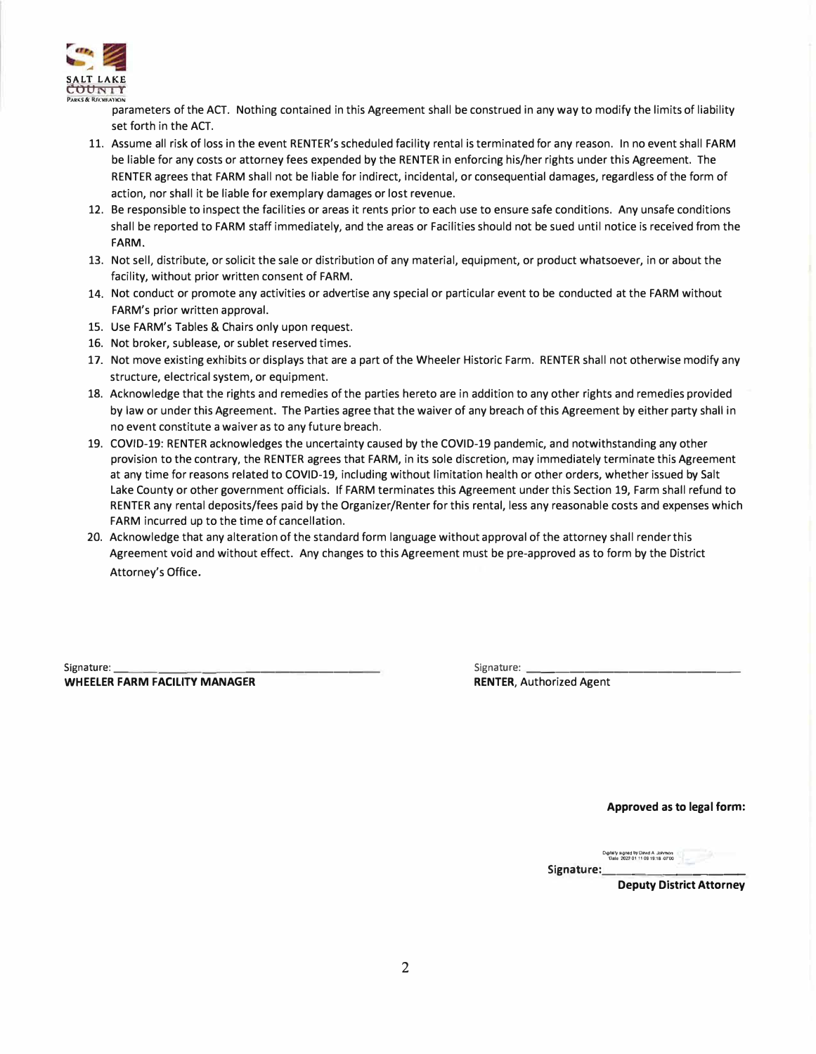parameters of the ACT. Nothing contained in this Agreement shall be construed in any way to modify the limits of liability set forth in the ACT.

11. Assume all risk of loss in the event RENTER's scheduled facility rental is terminated for any reason. In no event shall FARM be liable for any costs or attorney fees expended by the RENTER in enforcing his/her rights under this Agreement. The RENTER agrees that FARM shall not be liable for indirect, incidental, or consequential damages, regardless of the form of action, nor shall it be liable for exemplary damages or lost revenue.
12. Be responsible to inspect the facilities or areas it rents prior to each use to ensure safe conditions. Any unsafe conditions shall be reported to FARM staff immediately, and the areas or Facilities should not be sued until notice is received from the FARM.
13. Not sell, distribute, or solicit the sale or distribution of any material, equipment, or product whatsoever, in or about the facility, without prior written consent of FARM.
14. Not conduct or promote any activities or advertise any special or particular event to be conducted at the FARM without FARM's prior written approval.
15. Use FARM's Tables & Chairs only upon request.
16. Not broker, sublease, or sublet reserved times.
17. Not move existing exhibits or displays that are a part of the Wheeler Historic Farm. RENTER shall not otherwise modify any structure, electrical system, or equipment.
18. Acknowledge that the rights and remedies of the parties hereto are in addition to any other rights and remedies provided by law or under this Agreement. The Parties agree that the waiver of any breach of this Agreement by either party shall in no event constitute a waiver as to any future breach.
19. COVID-19: RENTER acknowledges the uncertainty caused by the COVID-19 pandemic, and notwithstanding any other provision to the contrary, the RENTER agrees that FARM, in its sole discretion, may immediately terminate this Agreement at any time for reasons related to COVID-19, including without limitation health or other orders, whether issued by Salt Lake County or other government officials. If FARM terminates this Agreement under this Section 19, Farm shall refund to RENTER any rental deposits/fees paid by the Organizer/Renter for this rental, less any reasonable costs and expenses which FARM incurred up to the time of cancellation.
20. Acknowledge that any alteration of the standard form language without approval of the attorney shall render this Agreement void and without effect. Any changes to this Agreement must be pre-approved as to form by the District Attorney's Office.

Signature: ______________________________
**WHEELER FARM FACILITY MANAGER**

Signature: ______________________________
**RENTER**, Authorized Agent

**Approved as to legal form:**

Digitally signed by David A. Johnson
Date: 2022.01.11 09:19:18 -07'00'

**Signature:** ____________________
**Deputy District Attorney**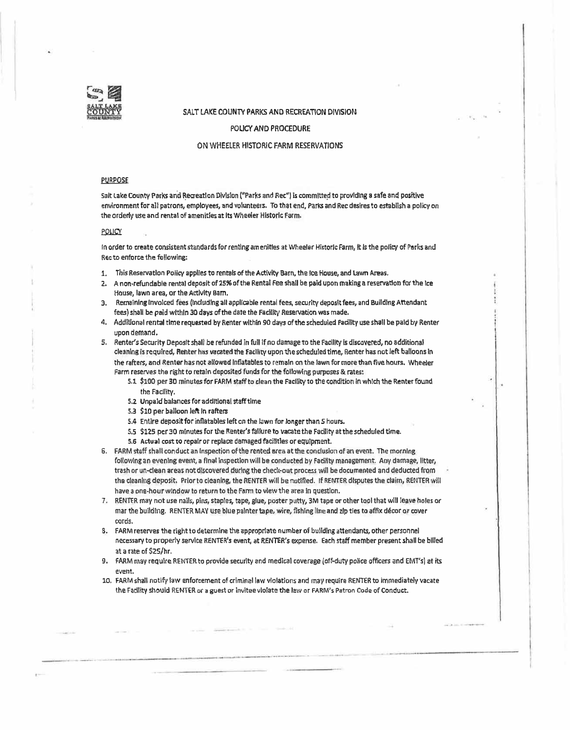SALT LAKE COUNTY PARKS AND RECREATION DIVISION

POLICY AND PROCEDURE

ON WHEELER HISTORIC FARM RESERVATIONS

## PURPOSE

Salt Lake County Parks and Recreation Division ("Parks and Rec") is committed to providing a safe and positive environment for all patrons, employees, and volunteers. To that end, Parks and Rec desires to establish a policy on the orderly use and rental of amenities at its Wheeler Historic Farm.

## POLICY

In order to create consistent standards for renting amenities at Wheeler Historic Farm, it is the policy of Parks and Rec to enforce the following:

1. This Reservation Policy applies to rentals of the Activity Barn, the Ice House, and Lawn Areas.
2. A non-refundable rental deposit of 25% of the Rental Fee shall be paid upon making a reservation for the Ice House, lawn area, or the Activity Barn.
3. Remaining invoiced fees (including all applicable rental fees, security deposit fees, and Building Attendant fees) shall be paid within 30 days of the date the Facility Reservation was made.
4. Additional rental time requested by Renter within 90 days of the scheduled Facility use shall be paid by Renter upon demand.
5. Renter's Security Deposit shall be refunded in full if no damage to the Facility is discovered, no additional cleaning is required, Renter has vacated the Facility upon the scheduled time, Renter has not left balloons in the rafters, and Renter has not allowed inflatables to remain on the lawn for more than five hours. Wheeler Farm reserves the right to retain deposited funds for the following purposes & rates:
    - 5.1 $100 per 30 minutes for FARM staff to clean the Facility to the condition in which the Renter found the Facility.
    - 5.2 Unpaid balances for additional staff time
    - 5.3 $10 per balloon left in rafters
    - 5.4 Entire deposit for inflatables left on the lawn for longer than 5 hours.
    - 5.5 $125 per 30 minutes for the Renter's failure to vacate the Facility at the scheduled time.
    - 5.6 Actual cost to repair or replace damaged facilities or equipment.
6. FARM staff shall conduct an inspection of the rented area at the conclusion of an event. The morning following an evening event, a final inspection will be conducted by Facility management. Any damage, litter, trash or un-clean areas not discovered during the check-out process will be documented and deducted from the cleaning deposit. Prior to cleaning, the RENTER will be notified. If RENTER disputes the claim, RENTER will have a one-hour window to return to the Farm to view the area in question.
7. RENTER may not use nails, pins, staples, tape, glue, poster putty, 3M tape or other tool that will leave holes or mar the building. RENTER MAY use blue painter tape, wire, fishing line and zip ties to affix décor or cover cords.
8. FARM reserves the right to determine the appropriate number of building attendants, other personnel necessary to properly service RENTER's event, at RENTER's expense. Each staff member present shall be billed at a rate of $25/hr.
9. FARM may require RENTER to provide security and medical coverage (off-duty police officers and EMT's) at its event.
10. FARM shall notify law enforcement of criminal law violations and may require RENTER to immediately vacate the Facility should RENTER or a guest or invitee violate the law or FARM's Patron Code of Conduct.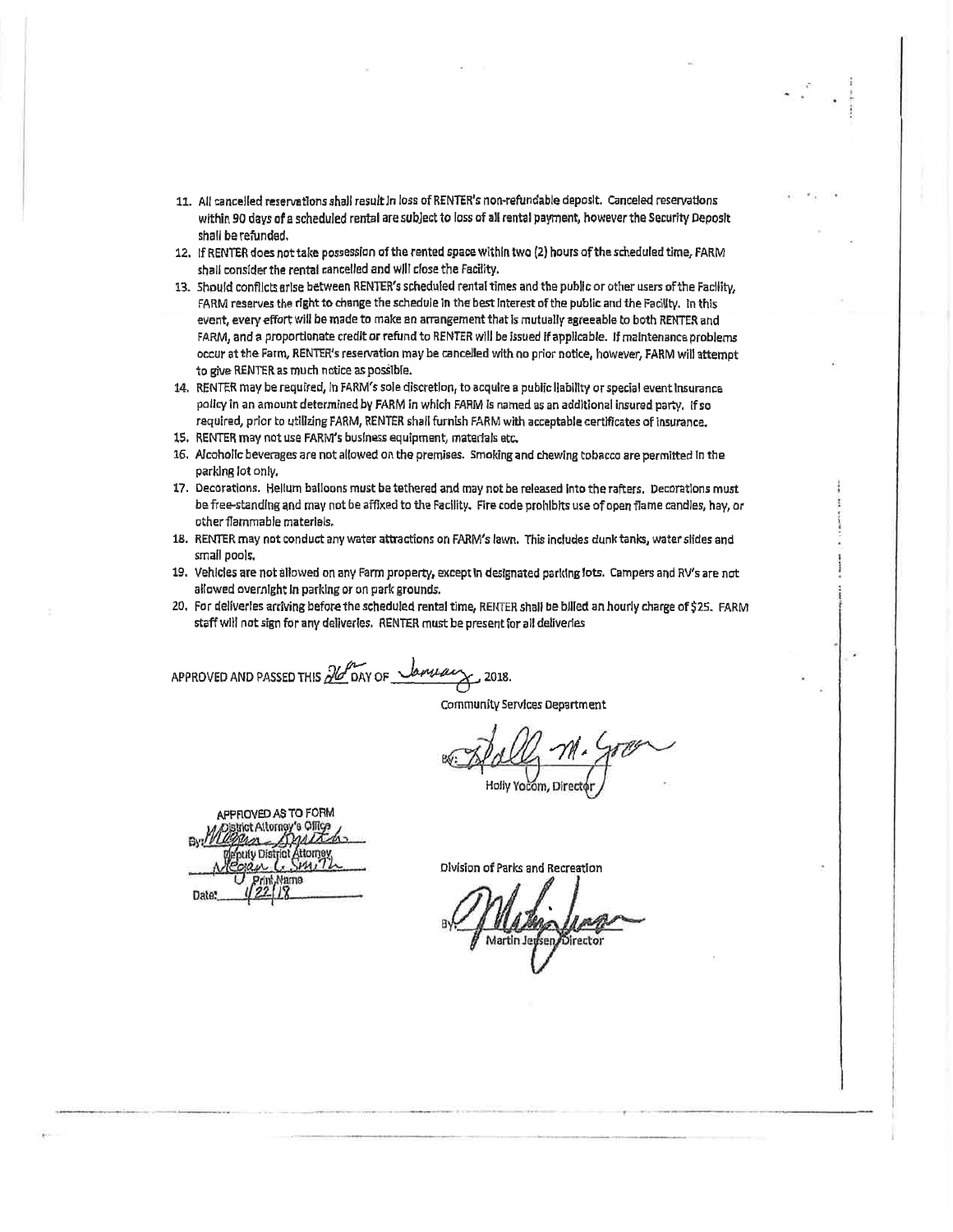11. All cancelled reservations shall result in loss of RENTER's non-refundable deposit. Canceled reservations within 90 days of a scheduled rental are subject to loss of all rental payment, however the Security Deposit shall be refunded.
12. If RENTER does not take possession of the rented space within two (2) hours of the scheduled time, FARM shall consider the rental cancelled and will close the Facility.
13. Should conflicts arise between RENTER's scheduled rental times and the public or other users of the Facility, FARM reserves the right to change the schedule in the best interest of the public and the Facility. In this event, every effort will be made to make an arrangement that is mutually agreeable to both RENTER and FARM, and a proportionate credit or refund to RENTER will be issued if applicable. If maintenance problems occur at the Farm, RENTER's reservation may be cancelled with no prior notice, however, FARM will attempt to give RENTER as much notice as possible.
14. RENTER may be required, in FARM's sole discretion, to acquire a public liability or special event insurance policy in an amount determined by FARM in which FARM is named as an additional insured party. If so required, prior to utilizing FARM, RENTER shall furnish FARM with acceptable certificates of insurance.
15. RENTER may not use FARM's business equipment, materials etc.
16. Alcoholic beverages are not allowed on the premises. Smoking and chewing tobacco are permitted in the parking lot only.
17. Decorations. Helium balloons must be tethered and may not be released into the rafters. Decorations must be free-standing and may not be affixed to the Facility. Fire code prohibits use of open flame candles, hay, or other flammable materials.
18. RENTER may not conduct any water attractions on FARM's lawn. This includes dunk tanks, water slides and small pools.
19. Vehicles are not allowed on any Farm property, except in designated parking lots. Campers and RV's are not allowed overnight in parking or on park grounds.
20. For deliveries arriving before the scheduled rental time, RENTER shall be billed an hourly charge of $25. FARM staff will not sign for any deliveries. RENTER must be present for all deliveries

APPROVED AND PASSED THIS 26th DAY OF January, 2018.

Community Services Department

By: Holly M. Yocom

Holly Yocom, Director

APPROVED AS TO FORM
District Attorney's Office
By: Megan Smith
Deputy District Attorney
Megan C. Smith
Print Name
Date: 1/22/18

Division of Parks and Recreation

By: Martin Jensen

Martin Jensen, Director